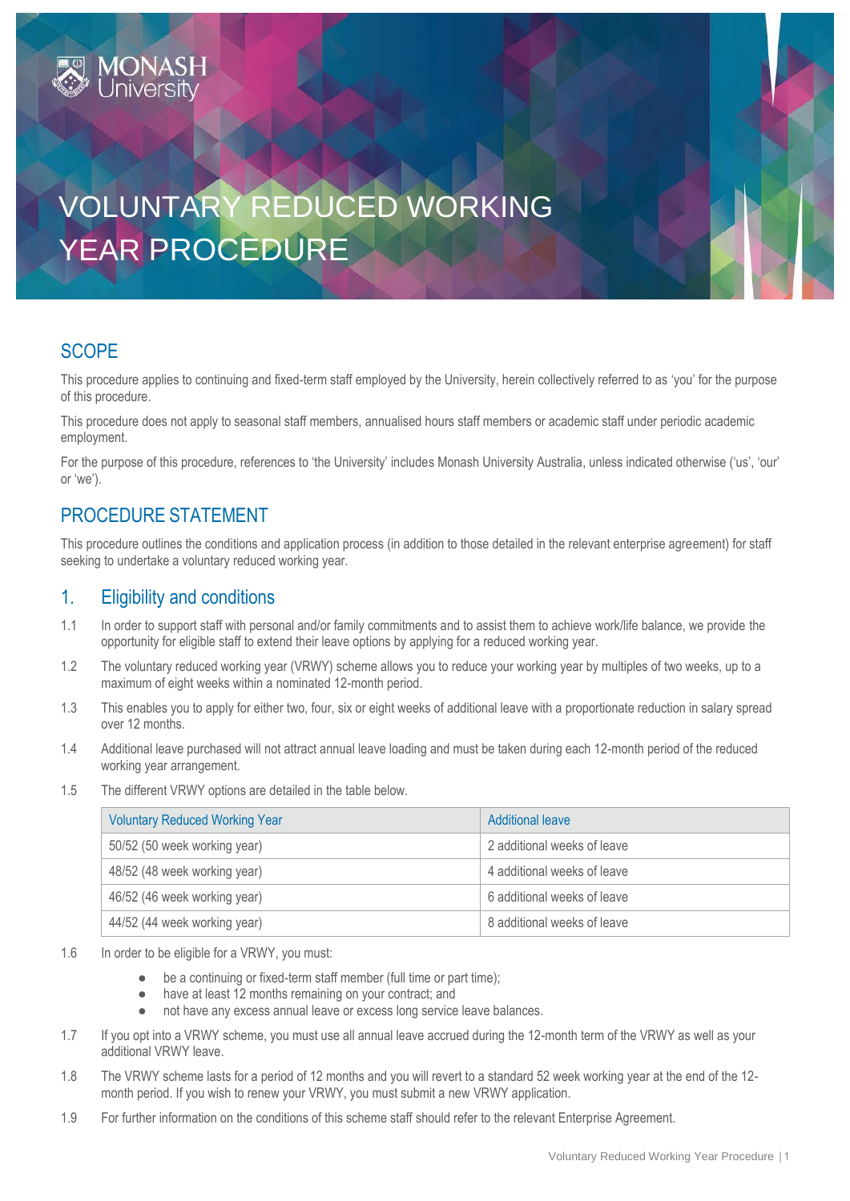# VOLUNTARY REDUCED WORKING YEAR PROCEDURE

## SCOPE

This procedure applies to continuing and fixed-term staff employed by the University, herein collectively referred to as 'you' for the purpose of this procedure.

This procedure does not apply to seasonal staff members, annualised hours staff members or academic staff under periodic academic employment.

For the purpose of this procedure, references to 'the University' includes Monash University Australia, unless indicated otherwise ('us', 'our' or 'we').

## PROCEDURE STATEMENT

This procedure outlines the conditions and application process (in addition to those detailed in the relevant enterprise agreement) for staff seeking to undertake a voluntary reduced working year.

## 1. Eligibility and conditions

1.1 In order to support staff with personal and/or family commitments and to assist them to achieve work/life balance, we provide the opportunity for eligible staff to extend their leave options by applying for a reduced working year.

1.2 The voluntary reduced working year (VRWY) scheme allows you to reduce your working year by multiples of two weeks, up to a maximum of eight weeks within a nominated 12-month period.

1.3 This enables you to apply for either two, four, six or eight weeks of additional leave with a proportionate reduction in salary spread over 12 months.

1.4 Additional leave purchased will not attract annual leave loading and must be taken during each 12-month period of the reduced working year arrangement.

1.5 The different VRWY options are detailed in the table below.

| Voluntary Reduced Working Year | Additional leave |
|---|---|
| 50/52 (50 week working year) | 2 additional weeks of leave |
| 48/52 (48 week working year) | 4 additional weeks of leave |
| 46/52 (46 week working year) | 6 additional weeks of leave |
| 44/52 (44 week working year) | 8 additional weeks of leave |

1.6 In order to be eligible for a VRWY, you must:

- be a continuing or fixed-term staff member (full time or part time);
- have at least 12 months remaining on your contract; and
- not have any excess annual leave or excess long service leave balances.

1.7 If you opt into a VRWY scheme, you must use all annual leave accrued during the 12-month term of the VRWY as well as your additional VRWY leave.

1.8 The VRWY scheme lasts for a period of 12 months and you will revert to a standard 52 week working year at the end of the 12-month period. If you wish to renew your VRWY, you must submit a new VRWY application.

1.9 For further information on the conditions of this scheme staff should refer to the relevant Enterprise Agreement.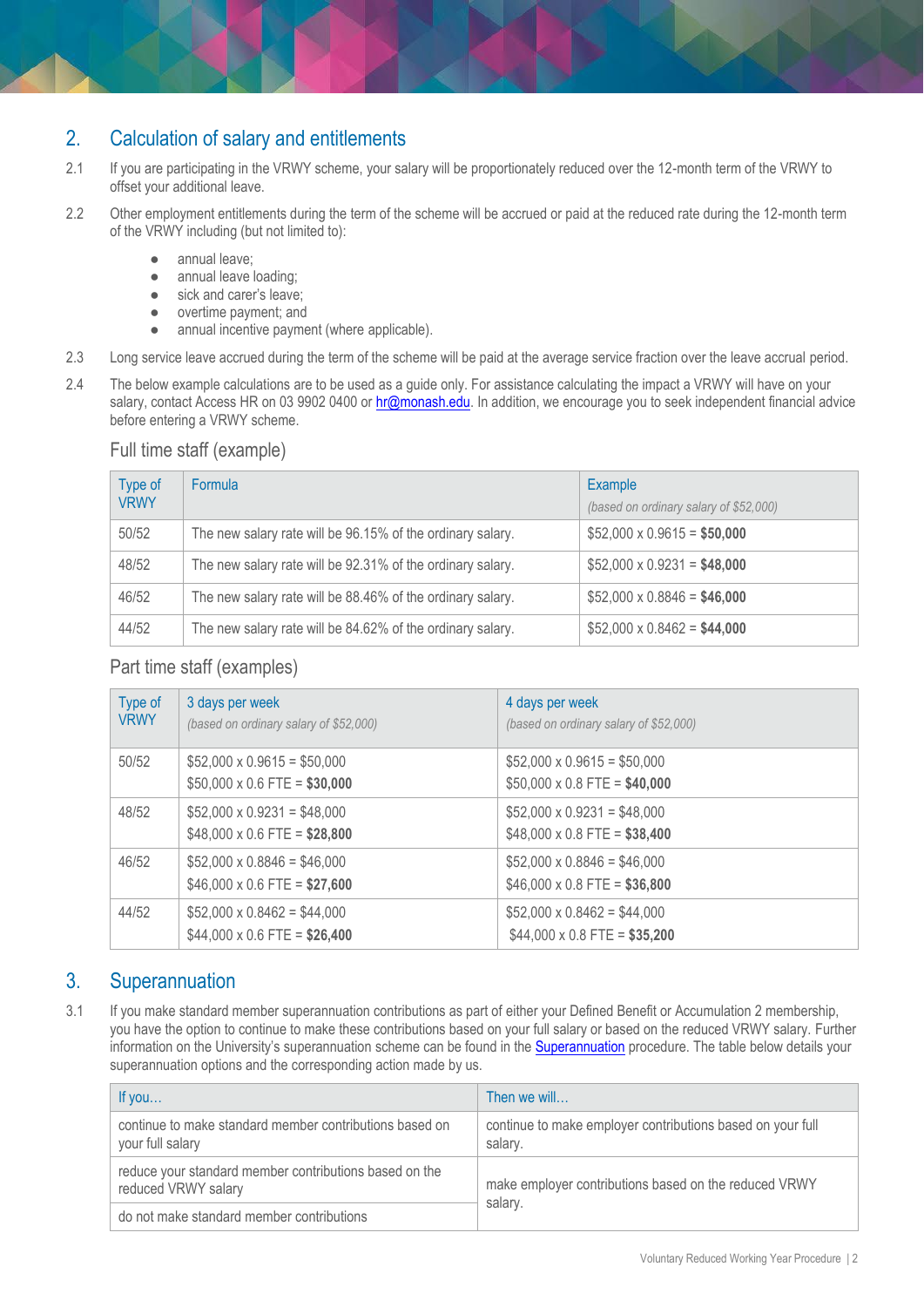## 2. Calculation of salary and entitlements

2.1 If you are participating in the VRWY scheme, your salary will be proportionately reduced over the 12-month term of the VRWY to offset your additional leave.

2.2 Other employment entitlements during the term of the scheme will be accrued or paid at the reduced rate during the 12-month term of the VRWY including (but not limited to):

- annual leave;
- annual leave loading;
- sick and carer's leave;
- overtime payment; and
- annual incentive payment (where applicable).

2.3 Long service leave accrued during the term of the scheme will be paid at the average service fraction over the leave accrual period.

2.4 The below example calculations are to be used as a guide only. For assistance calculating the impact a VRWY will have on your salary, contact Access HR on 03 9902 0400 or [hr@monash.edu](mailto:hr@monash.edu). In addition, we encourage you to seek independent financial advice before entering a VRWY scheme.

### Full time staff (example)

| Type of VRWY | Formula | Example *(based on ordinary salary of $52,000)* |
|---|---|---|
| 50/52 | The new salary rate will be 96.15% of the ordinary salary. | $52,000 x 0.9615 = **$50,000** |
| 48/52 | The new salary rate will be 92.31% of the ordinary salary. | $52,000 x 0.9231 = **$48,000** |
| 46/52 | The new salary rate will be 88.46% of the ordinary salary. | $52,000 x 0.8846 = **$46,000** |
| 44/52 | The new salary rate will be 84.62% of the ordinary salary. | $52,000 x 0.8462 = **$44,000** |

### Part time staff (examples)

| Type of VRWY | 3 days per week *(based on ordinary salary of $52,000)* | 4 days per week *(based on ordinary salary of $52,000)* |
|---|---|---|
| 50/52 | $52,000 x 0.9615 = $50,000<br>$50,000 x 0.6 FTE = **$30,000** | $52,000 x 0.9615 = $50,000<br>$50,000 x 0.8 FTE = **$40,000** |
| 48/52 | $52,000 x 0.9231 = $48,000<br>$48,000 x 0.6 FTE = **$28,800** | $52,000 x 0.9231 = $48,000<br>$48,000 x 0.8 FTE = **$38,400** |
| 46/52 | $52,000 x 0.8846 = $46,000<br>$46,000 x 0.6 FTE = **$27,600** | $52,000 x 0.8846 = $46,000<br>$46,000 x 0.8 FTE = **$36,800** |
| 44/52 | $52,000 x 0.8462 = $44,000<br>$44,000 x 0.6 FTE = **$26,400** | $52,000 x 0.8462 = $44,000<br>$44,000 x 0.8 FTE = **$35,200** |

## 3. Superannuation

3.1 If you make standard member superannuation contributions as part of either your Defined Benefit or Accumulation 2 membership, you have the option to continue to make these contributions based on your full salary or based on the reduced VRWY salary. Further information on the University's superannuation scheme can be found in the Superannuation procedure. The table below details your superannuation options and the corresponding action made by us.

| If you… | Then we will… |
|---|---|
| continue to make standard member contributions based on your full salary | continue to make employer contributions based on your full salary. |
| reduce your standard member contributions based on the reduced VRWY salary | make employer contributions based on the reduced VRWY salary. |
| do not make standard member contributions | make employer contributions based on the reduced VRWY salary. |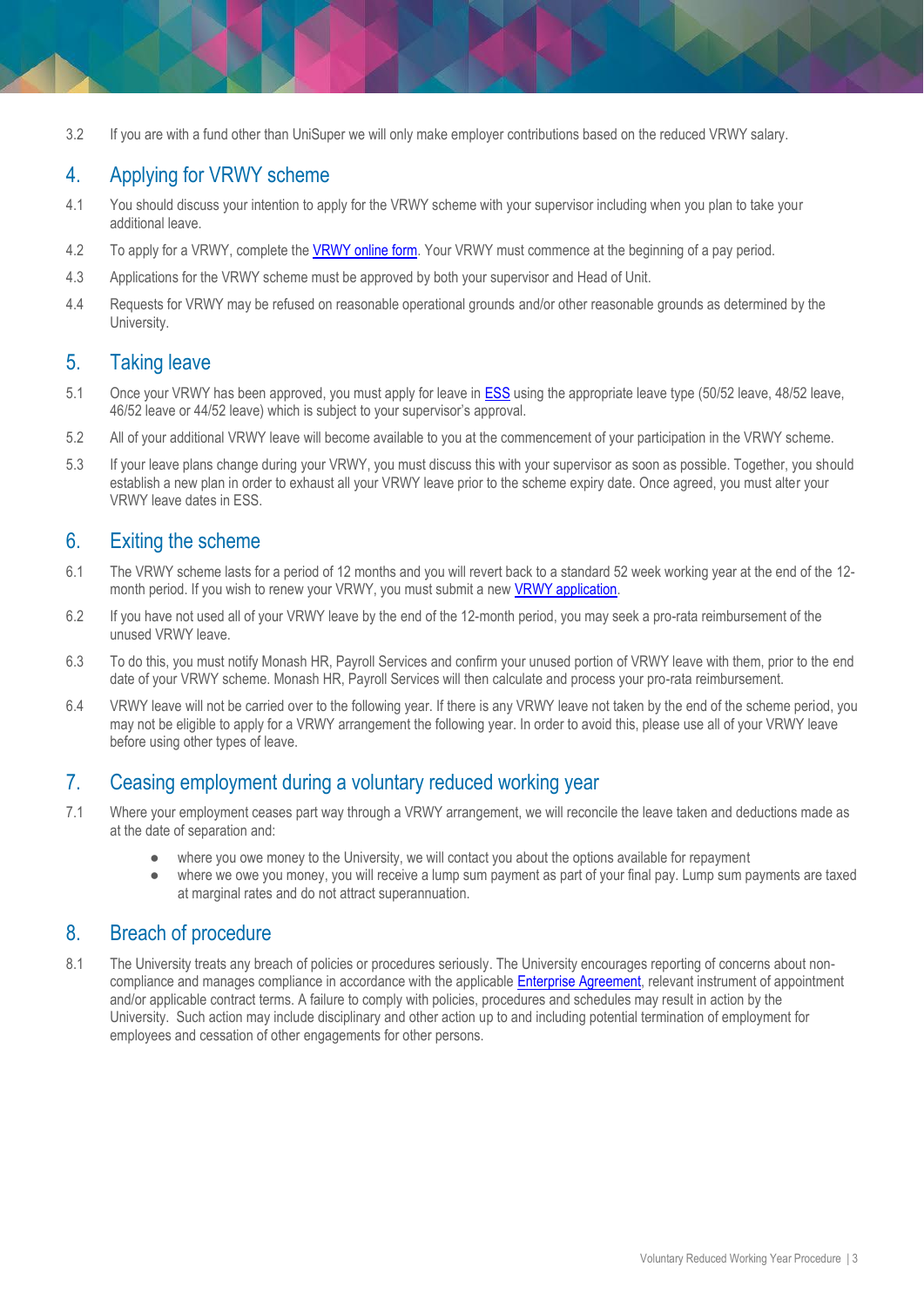3.2 If you are with a fund other than UniSuper we will only make employer contributions based on the reduced VRWY salary.

## 4. Applying for VRWY scheme

4.1 You should discuss your intention to apply for the VRWY scheme with your supervisor including when you plan to take your additional leave.

4.2 To apply for a VRWY, complete the VRWY online form. Your VRWY must commence at the beginning of a pay period.

4.3 Applications for the VRWY scheme must be approved by both your supervisor and Head of Unit.

4.4 Requests for VRWY may be refused on reasonable operational grounds and/or other reasonable grounds as determined by the University.

## 5. Taking leave

5.1 Once your VRWY has been approved, you must apply for leave in ESS using the appropriate leave type (50/52 leave, 48/52 leave, 46/52 leave or 44/52 leave) which is subject to your supervisor's approval.

5.2 All of your additional VRWY leave will become available to you at the commencement of your participation in the VRWY scheme.

5.3 If your leave plans change during your VRWY, you must discuss this with your supervisor as soon as possible. Together, you should establish a new plan in order to exhaust all your VRWY leave prior to the scheme expiry date. Once agreed, you must alter your VRWY leave dates in ESS.

## 6. Exiting the scheme

6.1 The VRWY scheme lasts for a period of 12 months and you will revert back to a standard 52 week working year at the end of the 12-month period. If you wish to renew your VRWY, you must submit a new VRWY application.

6.2 If you have not used all of your VRWY leave by the end of the 12-month period, you may seek a pro-rata reimbursement of the unused VRWY leave.

6.3 To do this, you must notify Monash HR, Payroll Services and confirm your unused portion of VRWY leave with them, prior to the end date of your VRWY scheme. Monash HR, Payroll Services will then calculate and process your pro-rata reimbursement.

6.4 VRWY leave will not be carried over to the following year. If there is any VRWY leave not taken by the end of the scheme period, you may not be eligible to apply for a VRWY arrangement the following year. In order to avoid this, please use all of your VRWY leave before using other types of leave.

## 7. Ceasing employment during a voluntary reduced working year

7.1 Where your employment ceases part way through a VRWY arrangement, we will reconcile the leave taken and deductions made as at the date of separation and:

- where you owe money to the University, we will contact you about the options available for repayment
- where we owe you money, you will receive a lump sum payment as part of your final pay. Lump sum payments are taxed at marginal rates and do not attract superannuation.

## 8. Breach of procedure

8.1 The University treats any breach of policies or procedures seriously. The University encourages reporting of concerns about non-compliance and manages compliance in accordance with the applicable Enterprise Agreement, relevant instrument of appointment and/or applicable contract terms. A failure to comply with policies, procedures and schedules may result in action by the University. Such action may include disciplinary and other action up to and including potential termination of employment for employees and cessation of other engagements for other persons.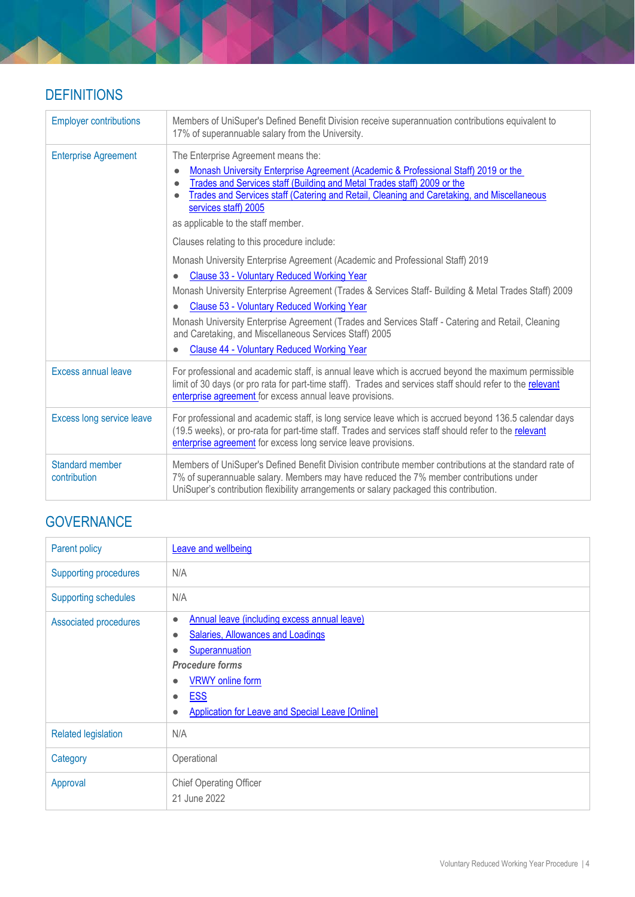## DEFINITIONS

| | |
|---|---|
| Employer contributions | Members of UniSuper's Defined Benefit Division receive superannuation contributions equivalent to 17% of superannuable salary from the University. |
| Enterprise Agreement | The Enterprise Agreement means the: <br>• Monash University Enterprise Agreement (Academic & Professional Staff) 2019 or the <br>• Trades and Services staff (Building and Metal Trades staff) 2009 or the <br>• Trades and Services staff (Catering and Retail, Cleaning and Caretaking, and Miscellaneous services staff) 2005 <br>as applicable to the staff member. <br>Clauses relating to this procedure include: <br>Monash University Enterprise Agreement (Academic and Professional Staff) 2019 <br>• Clause 33 - Voluntary Reduced Working Year <br>Monash University Enterprise Agreement (Trades & Services Staff- Building & Metal Trades Staff) 2009 <br>• Clause 53 - Voluntary Reduced Working Year <br>Monash University Enterprise Agreement (Trades and Services Staff - Catering and Retail, Cleaning and Caretaking, and Miscellaneous Services Staff) 2005 <br>• Clause 44 - Voluntary Reduced Working Year |
| Excess annual leave | For professional and academic staff, is annual leave which is accrued beyond the maximum permissible limit of 30 days (or pro rata for part-time staff). Trades and services staff should refer to the relevant enterprise agreement for excess annual leave provisions. |
| Excess long service leave | For professional and academic staff, is long service leave which is accrued beyond 136.5 calendar days (19.5 weeks), or pro-rata for part-time staff. Trades and services staff should refer to the relevant enterprise agreement for excess long service leave provisions. |
| Standard member contribution | Members of UniSuper's Defined Benefit Division contribute member contributions at the standard rate of 7% of superannuable salary. Members may have reduced the 7% member contributions under UniSuper's contribution flexibility arrangements or salary packaged this contribution. |

## GOVERNANCE

| | |
|---|---|
| Parent policy | Leave and wellbeing |
| Supporting procedures | N/A |
| Supporting schedules | N/A |
| Associated procedures | • Annual leave (including excess annual leave) <br>• Salaries, Allowances and Loadings <br>• Superannuation <br>***Procedure forms*** <br>• VRWY online form <br>• ESS <br>• Application for Leave and Special Leave [Online] |
| Related legislation | N/A |
| Category | Operational |
| Approval | Chief Operating Officer <br>21 June 2022 |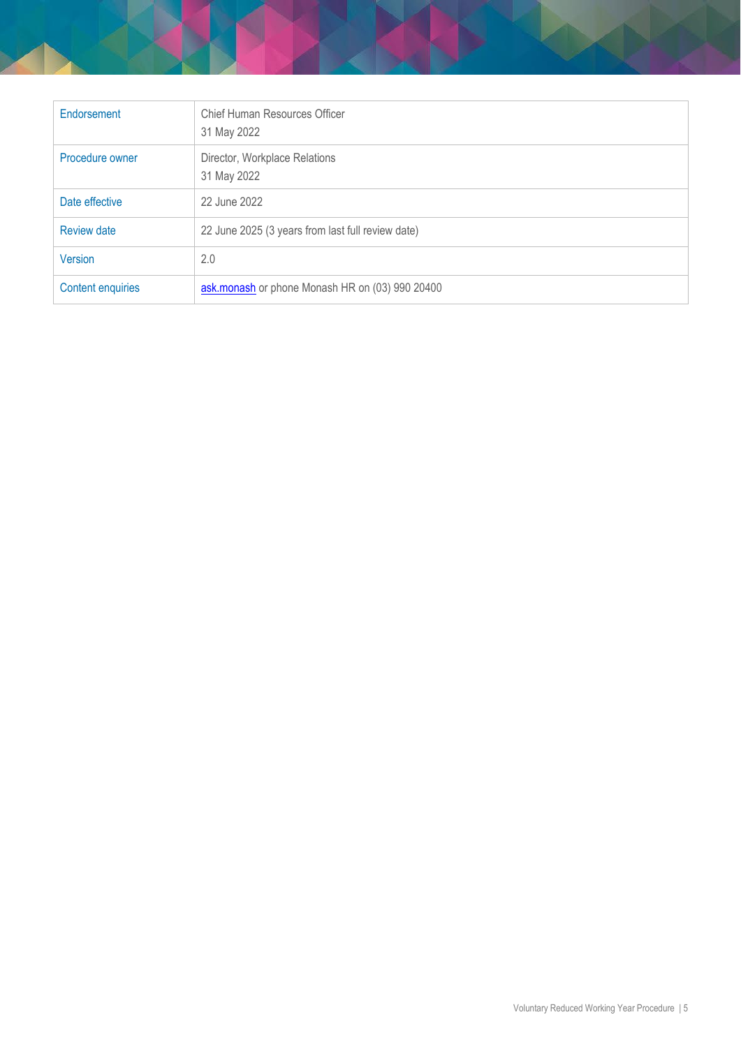| | |
|---|---|
| Endorsement | Chief Human Resources Officer<br>31 May 2022 |
| Procedure owner | Director, Workplace Relations<br>31 May 2022 |
| Date effective | 22 June 2022 |
| Review date | 22 June 2025 (3 years from last full review date) |
| Version | 2.0 |
| Content enquiries | ask.monash or phone Monash HR on (03) 990 20400 |